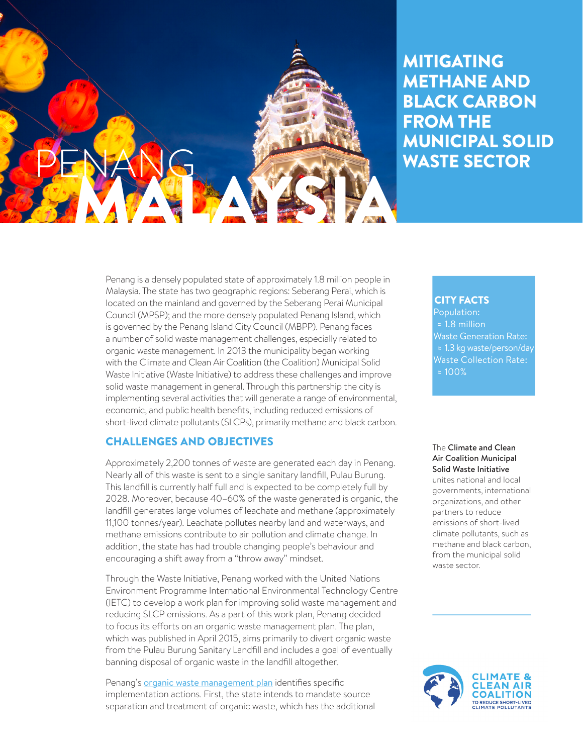# PENANG MALAYSIA

# MITIGATING METHANE AND BLACK CARBON FROM THE MUNICIPAL SOLID WASTE SECTOR

Penang is a densely populated state of approximately 1.8 million people in Malaysia. The state has two geographic regions: Seberang Perai, which is located on the mainland and governed by the Seberang Perai Municipal Council (MPSP); and the more densely populated Penang Island, which is governed by the Penang Island City Council (MBPP). Penang faces a number of solid waste management challenges, especially related to organic waste management. In 2013 the municipality began working with the Climate and Clean Air Coalition (the Coalition) Municipal Solid Waste Initiative (Waste Initiative) to address these challenges and improve solid waste management in general. Through this partnership the city is implementing several activities that will generate a range of environmental, economic, and public health benefits, including reduced emissions of short-lived climate pollutants (SLCPs), primarily methane and black carbon.

**CITY FACTS**

Population:
≈ 1.8 million

Waste Generation Rate:
≈ 1.3 kg waste/person/day

Waste Collection Rate:
≈ 100%

## CHALLENGES AND OBJECTIVES

Approximately 2,200 tonnes of waste are generated each day in Penang. Nearly all of this waste is sent to a single sanitary landfill, Pulau Burung. This landfill is currently half full and is expected to be completely full by 2028. Moreover, because 40–60% of the waste generated is organic, the landfill generates large volumes of leachate and methane (approximately 11,100 tonnes/year). Leachate pollutes nearby land and waterways, and methane emissions contribute to air pollution and climate change. In addition, the state has had trouble changing people's behaviour and encouraging a shift away from a "throw away" mindset.

Through the Waste Initiative, Penang worked with the United Nations Environment Programme International Environmental Technology Centre (IETC) to develop a work plan for improving solid waste management and reducing SLCP emissions. As a part of this work plan, Penang decided to focus its efforts on an organic waste management plan. The plan, which was published in April 2015, aims primarily to divert organic waste from the Pulau Burung Sanitary Landfill and includes a goal of eventually banning disposal of organic waste in the landfill altogether.

Penang's organic waste management plan identifies specific implementation actions. First, the state intends to mandate source separation and treatment of organic waste, which has the additional

The **Climate and Clean Air Coalition Municipal Solid Waste Initiative** unites national and local governments, international organizations, and other partners to reduce emissions of short-lived climate pollutants, such as methane and black carbon, from the municipal solid waste sector.

CLIMATE & CLEAN AIR COALITION TO REDUCE SHORT-LIVED CLIMATE POLLUTANTS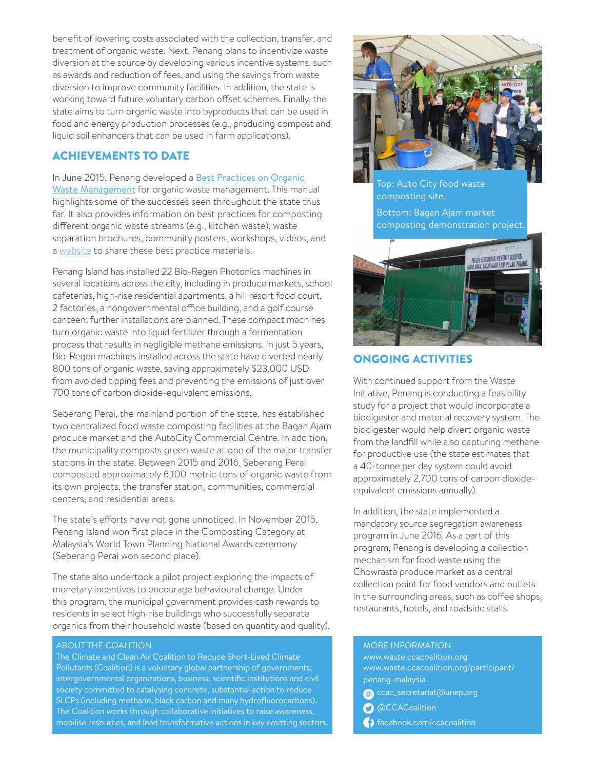benefit of lowering costs associated with the collection, transfer, and treatment of organic waste. Next, Penang plans to incentivize waste diversion at the source by developing various incentive systems, such as awards and reduction of fees, and using the savings from waste diversion to improve community facilities. In addition, the state is working toward future voluntary carbon offset schemes. Finally, the state aims to turn organic waste into byproducts that can be used in food and energy production processes (e.g., producing compost and liquid soil enhancers that can be used in farm applications).

## ACHIEVEMENTS TO DATE

In June 2015, Penang developed a Best Practices on Organic Waste Management for organic waste management. This manual highlights some of the successes seen throughout the state thus far. It also provides information on best practices for composting different organic waste streams (e.g., kitchen waste), waste separation brochures, community posters, workshops, videos, and a website to share these best practice materials.

Penang Island has installed 22 Bio-Regen Photonics machines in several locations across the city, including in produce markets, school cafeterias, high-rise residential apartments, a hill resort food court, 2 factories, a nongovernmental office building, and a golf course canteen; further installations are planned. These compact machines turn organic waste into liquid fertilizer through a fermentation process that results in negligible methane emissions. In just 5 years, Bio-Regen machines installed across the state have diverted nearly 800 tons of organic waste, saving approximately $23,000 USD from avoided tipping fees and preventing the emissions of just over 700 tons of carbon dioxide-equivalent emissions.

Seberang Perai, the mainland portion of the state, has established two centralized food waste composting facilities at the Bagan Ajam produce market and the AutoCity Commercial Centre. In addition, the municipality composts green waste at one of the major transfer stations in the state. Between 2015 and 2016, Seberang Perai composted approximately 6,100 metric tons of organic waste from its own projects, the transfer station, communities, commercial centers, and residential areas.

The state's efforts have not gone unnoticed. In November 2015, Penang Island won first place in the Composting Category at Malaysia's World Town Planning National Awards ceremony (Seberang Perai won second place).

The state also undertook a pilot project exploring the impacts of monetary incentives to encourage behavioural change. Under this program, the municipal government provides cash rewards to residents in select high-rise buildings who successfully separate organics from their household waste (based on quantity and quality).

Top: Auto City food waste composting site.

Bottom: Bagan Ajam market composting demonstration project.

## ONGOING ACTIVITIES

With continued support from the Waste Initiative, Penang is conducting a feasibility study for a project that would incorporate a biodigester and material recovery system. The biodigester would help divert organic waste from the landfill while also capturing methane for productive use (the state estimates that a 40-tonne per day system could avoid approximately 2,700 tons of carbon dioxide-equivalent emissions annually).

In addition, the state implemented a mandatory source segregation awareness program in June 2016. As a part of this program, Penang is developing a collection mechanism for food waste using the Chowrasta produce market as a central collection point for food vendors and outlets in the surrounding areas, such as coffee shops, restaurants, hotels, and roadside stalls.

### ABOUT THE COALITION

The Climate and Clean Air Coalition to Reduce Short-Lived Climate Pollutants (Coalition) is a voluntary global partnership of governments, intergovernmental organizations, business, scientific institutions and civil society committed to catalysing concrete, substantial action to reduce SLCPs (including methane, black carbon and many hydrofluorocarbons). The Coalition works through collaborative initiatives to raise awareness, mobilise resources, and lead transformative actions in key emitting sectors.

### MORE INFORMATION

www.waste.ccacoalition.org
www.waste.ccacoalition.org/participant/penang-malaysia

ccac_secretariat@unep.org

@CCACoalition

facebook.com/ccacoalition